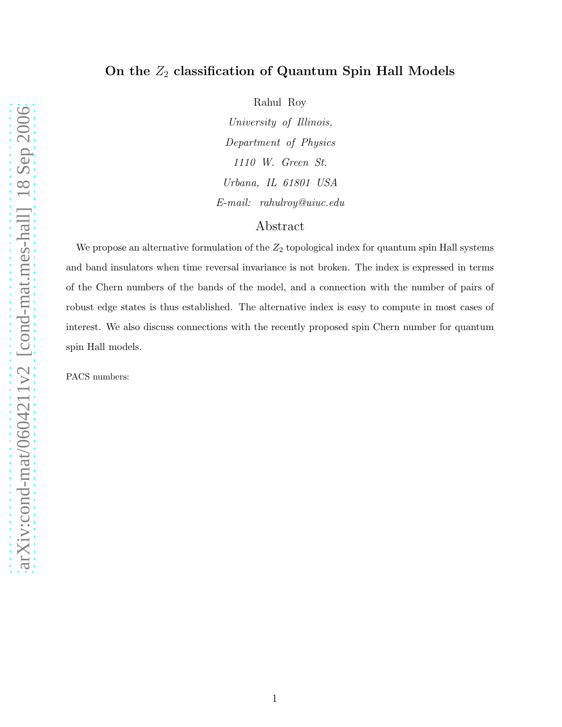# On the $Z_2$ classification of Quantum Spin Hall Models

Rahul Roy

*University of Illinois,*

*Department of Physics*

*1110 W. Green St.*

*Urbana, IL 61801 USA*

*E-mail: rahulroy@uiuc.edu*

## Abstract

We propose an alternative formulation of the $Z_2$ topological index for quantum spin Hall systems and band insulators when time reversal invariance is not broken. The index is expressed in terms of the Chern numbers of the bands of the model, and a connection with the number of pairs of robust edge states is thus established. The alternative index is easy to compute in most cases of interest. We also discuss connections with the recently proposed spin Chern number for quantum spin Hall models.

PACS numbers: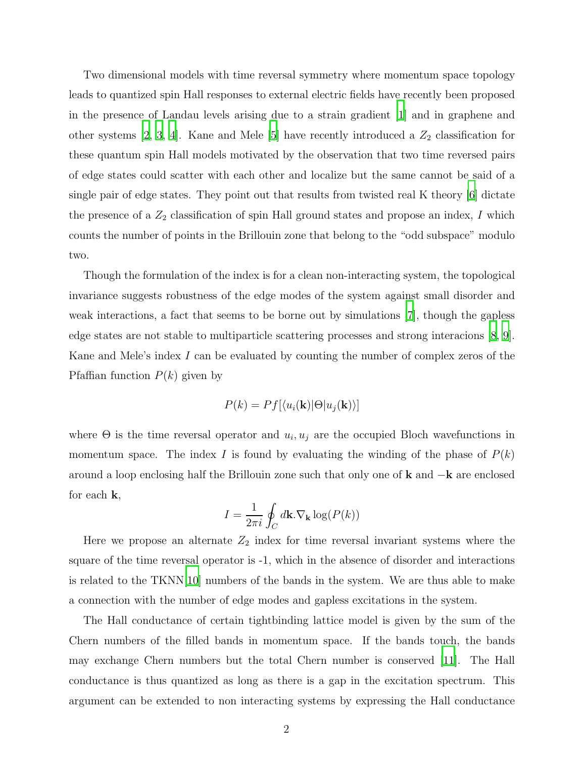Two dimensional models with time reversal symmetry where momentum space topology leads to quantized spin Hall responses to external electric fields have recently been proposed in the presence of Landau levels arising due to a strain gradient [1] and in graphene and other systems [2, 3, 4]. Kane and Mele [5] have recently introduced a $Z_2$ classification for these quantum spin Hall models motivated by the observation that two time reversed pairs of edge states could scatter with each other and localize but the same cannot be said of a single pair of edge states. They point out that results from twisted real K theory [6] dictate the presence of a $Z_2$ classification of spin Hall ground states and propose an index, $I$ which counts the number of points in the Brillouin zone that belong to the "odd subspace" modulo two.

Though the formulation of the index is for a clean non-interacting system, the topological invariance suggests robustness of the edge modes of the system against small disorder and weak interactions, a fact that seems to be borne out by simulations [7], though the gapless edge states are not stable to multiparticle scattering processes and strong interacions [8, 9]. Kane and Mele's index $I$ can be evaluated by counting the number of complex zeros of the Pfaffian function $P(k)$ given by

$$P(k) = Pf[\langle u_i(\mathbf{k})|\Theta|u_j(\mathbf{k})\rangle]$$

where $\Theta$ is the time reversal operator and $u_i, u_j$ are the occupied Bloch wavefunctions in momentum space. The index $I$ is found by evaluating the winding of the phase of $P(k)$ around a loop enclosing half the Brillouin zone such that only one of $\mathbf{k}$ and $-\mathbf{k}$ are enclosed for each $\mathbf{k}$,

$$I = \frac{1}{2\pi i}\oint_C d\mathbf{k}.\nabla_{\mathbf{k}} \log(P(k))$$

Here we propose an alternate $Z_2$ index for time reversal invariant systems where the square of the time reversal operator is -1, which in the absence of disorder and interactions is related to the TKNN[10] numbers of the bands in the system. We are thus able to make a connection with the number of edge modes and gapless excitations in the system.

The Hall conductance of certain tightbinding lattice model is given by the sum of the Chern numbers of the filled bands in momentum space. If the bands touch, the bands may exchange Chern numbers but the total Chern number is conserved [11]. The Hall conductance is thus quantized as long as there is a gap in the excitation spectrum. This argument can be extended to non interacting systems by expressing the Hall conductance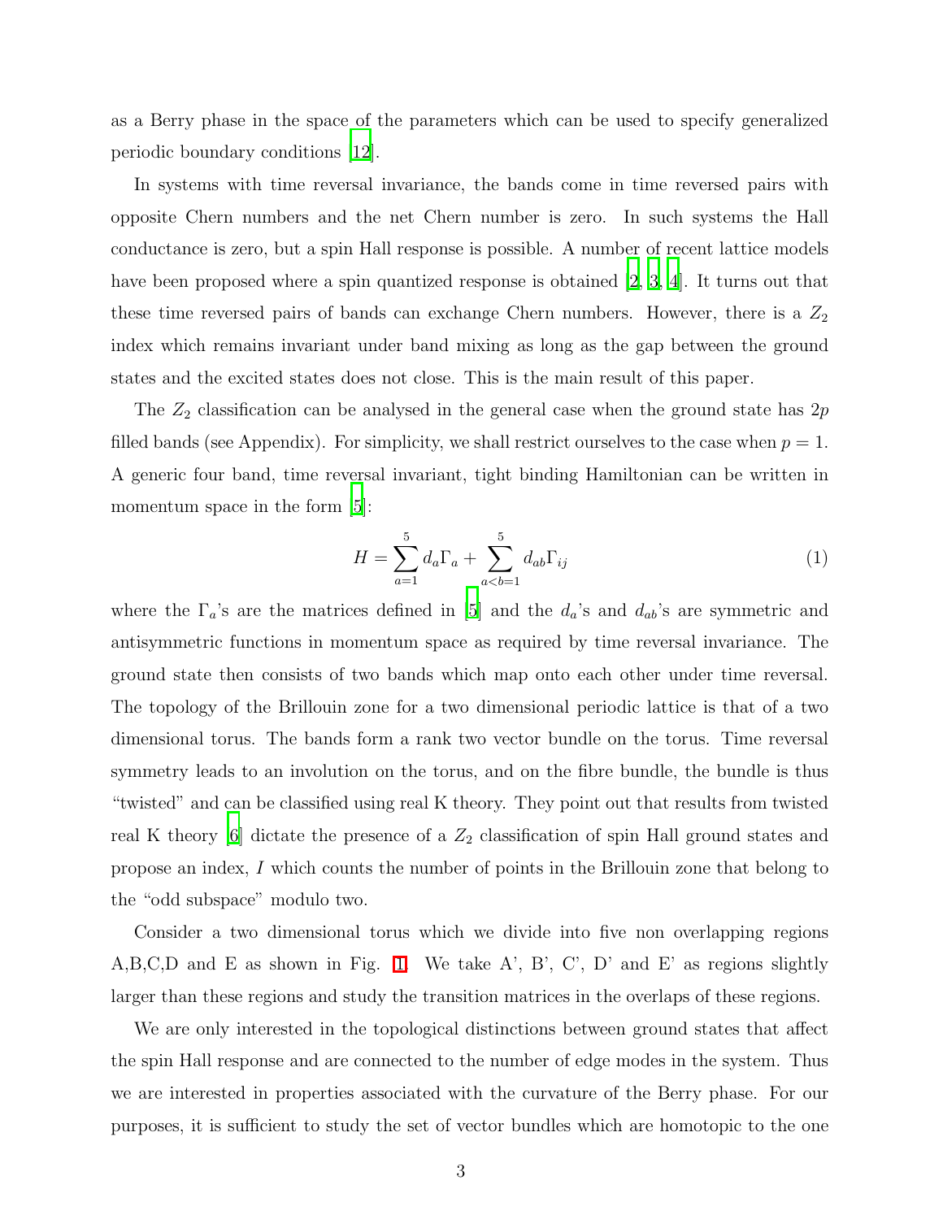as a Berry phase in the space of the parameters which can be used to specify generalized periodic boundary conditions [12].

In systems with time reversal invariance, the bands come in time reversed pairs with opposite Chern numbers and the net Chern number is zero. In such systems the Hall conductance is zero, but a spin Hall response is possible. A number of recent lattice models have been proposed where a spin quantized response is obtained [2, 3, 4]. It turns out that these time reversed pairs of bands can exchange Chern numbers. However, there is a $Z_2$ index which remains invariant under band mixing as long as the gap between the ground states and the excited states does not close. This is the main result of this paper.

The $Z_2$ classification can be analysed in the general case when the ground state has $2p$ filled bands (see Appendix). For simplicity, we shall restrict ourselves to the case when $p = 1$. A generic four band, time reversal invariant, tight binding Hamiltonian can be written in momentum space in the form [5]:

$$H = \sum_{a=1}^{5} d_a \Gamma_a + \sum_{a<b=1}^{5} d_{ab} \Gamma_{ij} \tag{1}$$

where the $\Gamma_a$'s are the matrices defined in [5] and the $d_a$'s and $d_{ab}$'s are symmetric and antisymmetric functions in momentum space as required by time reversal invariance. The ground state then consists of two bands which map onto each other under time reversal. The topology of the Brillouin zone for a two dimensional periodic lattice is that of a two dimensional torus. The bands form a rank two vector bundle on the torus. Time reversal symmetry leads to an involution on the torus, and on the fibre bundle, the bundle is thus "twisted" and can be classified using real K theory. They point out that results from twisted real K theory [6] dictate the presence of a $Z_2$ classification of spin Hall ground states and propose an index, $I$ which counts the number of points in the Brillouin zone that belong to the "odd subspace" modulo two.

Consider a two dimensional torus which we divide into five non overlapping regions A,B,C,D and E as shown in Fig. 1. We take A', B', C', D' and E' as regions slightly larger than these regions and study the transition matrices in the overlaps of these regions.

We are only interested in the topological distinctions between ground states that affect the spin Hall response and are connected to the number of edge modes in the system. Thus we are interested in properties associated with the curvature of the Berry phase. For our purposes, it is sufficient to study the set of vector bundles which are homotopic to the one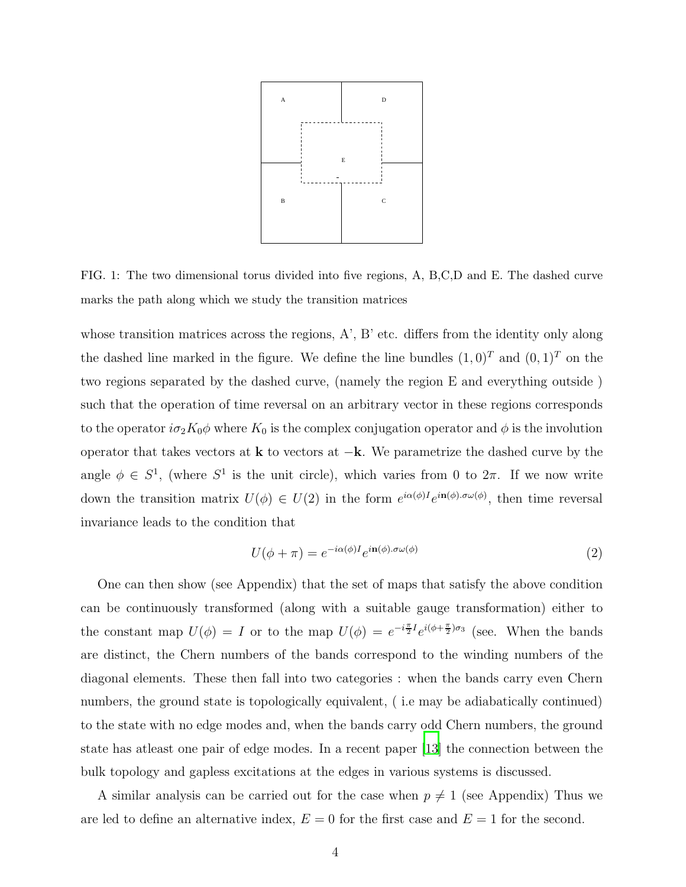FIG. 1: The two dimensional torus divided into five regions, A, B,C,D and E. The dashed curve marks the path along which we study the transition matrices

whose transition matrices across the regions, A', B' etc. differs from the identity only along the dashed line marked in the figure. We define the line bundles $(1,0)^T$ and $(0,1)^T$ on the two regions separated by the dashed curve, (namely the region E and everything outside ) such that the operation of time reversal on an arbitrary vector in these regions corresponds to the operator $i\sigma_2 K_0 \phi$ where $K_0$ is the complex conjugation operator and $\phi$ is the involution operator that takes vectors at $\mathbf{k}$ to vectors at $-\mathbf{k}$. We parametrize the dashed curve by the angle $\phi \in S^1$, (where $S^1$ is the unit circle), which varies from 0 to $2\pi$. If we now write down the transition matrix $U(\phi) \in U(2)$ in the form $e^{i\alpha(\phi)I} e^{i\mathbf{n}(\phi).\sigma\omega(\phi)}$, then time reversal invariance leads to the condition that

$$U(\phi + \pi) = e^{-i\alpha(\phi)I} e^{i\mathbf{n}(\phi).\sigma\omega(\phi)} \tag{2}$$

One can then show (see Appendix) that the set of maps that satisfy the above condition can be continuously transformed (along with a suitable gauge transformation) either to the constant map $U(\phi) = I$ or to the map $U(\phi) = e^{-i\frac{\pi}{2}I} e^{i(\phi + \frac{\pi}{2})\sigma_3}$ (see. When the bands are distinct, the Chern numbers of the bands correspond to the winding numbers of the diagonal elements. These then fall into two categories : when the bands carry even Chern numbers, the ground state is topologically equivalent, ( i.e may be adiabatically continued) to the state with no edge modes and, when the bands carry odd Chern numbers, the ground state has atleast one pair of edge modes. In a recent paper [13] the connection between the bulk topology and gapless excitations at the edges in various systems is discussed.

A similar analysis can be carried out for the case when $p \neq 1$ (see Appendix) Thus we are led to define an alternative index, $E = 0$ for the first case and $E = 1$ for the second.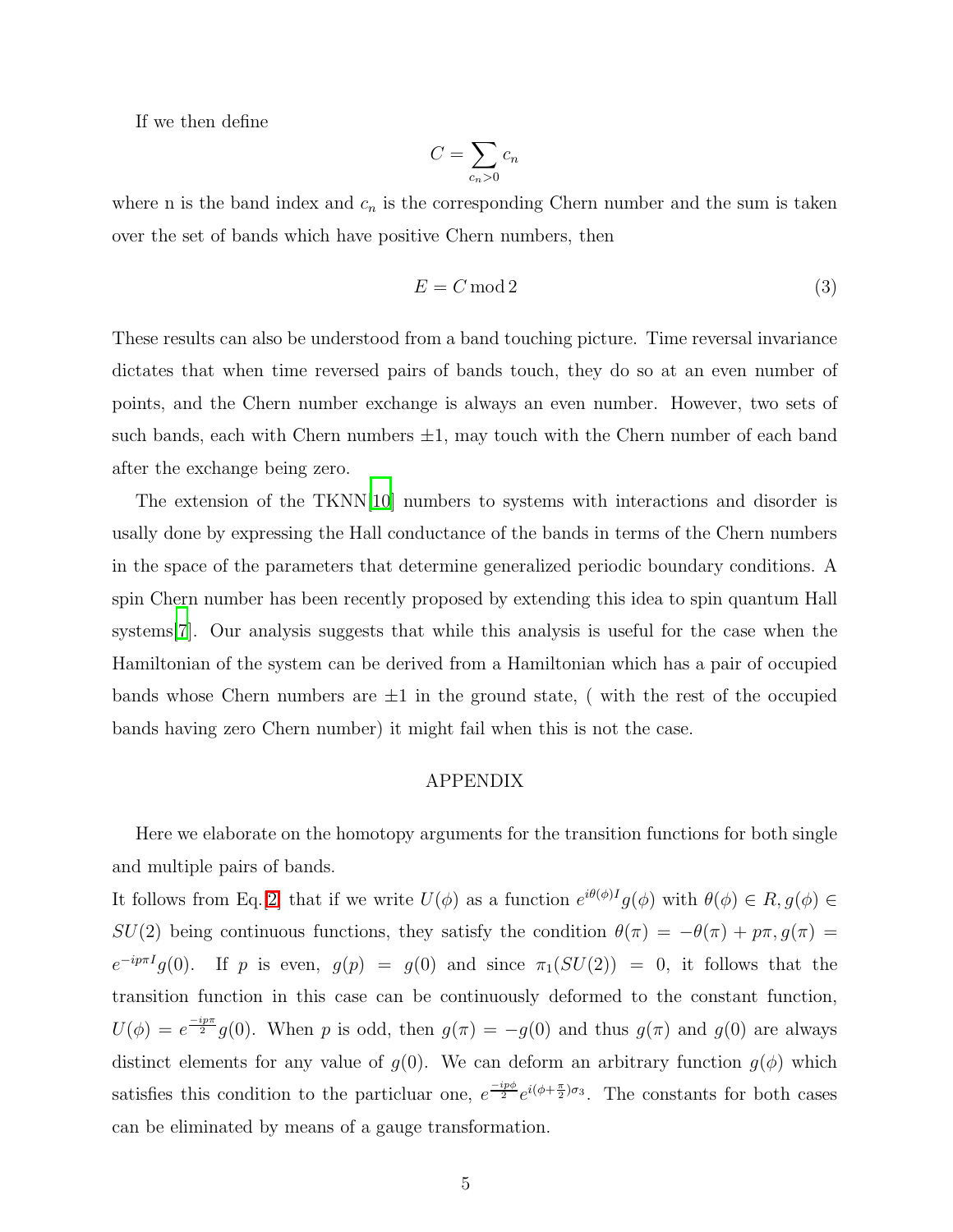If we then define

$$C = \sum_{c_n > 0} c_n$$

where n is the band index and $c_n$ is the corresponding Chern number and the sum is taken over the set of bands which have positive Chern numbers, then

$$E = C \bmod 2 \tag{3}$$

These results can also be understood from a band touching picture. Time reversal invariance dictates that when time reversed pairs of bands touch, they do so at an even number of points, and the Chern number exchange is always an even number. However, two sets of such bands, each with Chern numbers $\pm 1$, may touch with the Chern number of each band after the exchange being zero.

The extension of the TKNN[10] numbers to systems with interactions and disorder is usally done by expressing the Hall conductance of the bands in terms of the Chern numbers in the space of the parameters that determine generalized periodic boundary conditions. A spin Chern number has been recently proposed by extending this idea to spin quantum Hall systems[7]. Our analysis suggests that while this analysis is useful for the case when the Hamiltonian of the system can be derived from a Hamiltonian which has a pair of occupied bands whose Chern numbers are $\pm 1$ in the ground state, ( with the rest of the occupied bands having zero Chern number) it might fail when this is not the case.

## APPENDIX

Here we elaborate on the homotopy arguments for the transition functions for both single and multiple pairs of bands.

It follows from Eq.2 that if we write $U(\phi)$ as a function $e^{i\theta(\phi)I} g(\phi)$ with $\theta(\phi) \in R, g(\phi) \in SU(2)$ being continuous functions, they satisfy the condition $\theta(\pi) = -\theta(\pi) + p\pi, g(\pi) = e^{-ip\pi I} g(0)$. If $p$ is even, $g(p) = g(0)$ and since $\pi_1(SU(2)) = 0$, it follows that the transition function in this case can be continuously deformed to the constant function, $U(\phi) = e^{\frac{-ip\pi}{2}} g(0)$. When $p$ is odd, then $g(\pi) = -g(0)$ and thus $g(\pi)$ and $g(0)$ are always distinct elements for any value of $g(0)$. We can deform an arbitrary function $g(\phi)$ which satisfies this condition to the particluar one, $e^{\frac{-ip\phi}{2}} e^{i(\phi + \frac{\pi}{2})\sigma_3}$. The constants for both cases can be eliminated by means of a gauge transformation.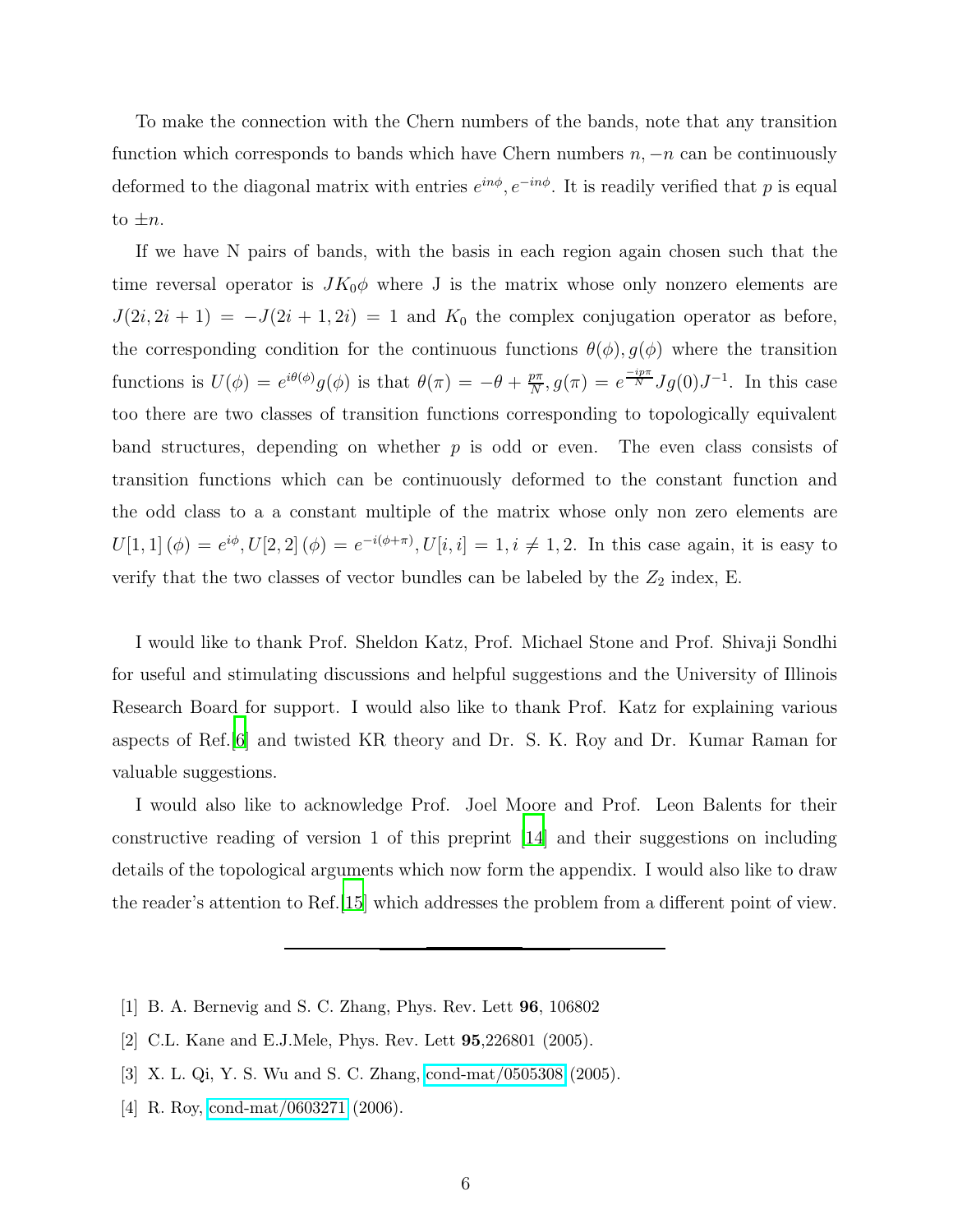To make the connection with the Chern numbers of the bands, note that any transition function which corresponds to bands which have Chern numbers $n, -n$ can be continuously deformed to the diagonal matrix with entries $e^{in\phi}, e^{-in\phi}$. It is readily verified that $p$ is equal to $\pm n$.

If we have N pairs of bands, with the basis in each region again chosen such that the time reversal operator is $JK_0\phi$ where J is the matrix whose only nonzero elements are $J(2i, 2i+1) = -J(2i+1, 2i) = 1$ and $K_0$ the complex conjugation operator as before, the corresponding condition for the continuous functions $\theta(\phi), g(\phi)$ where the transition functions is $U(\phi) = e^{i\theta(\phi)}g(\phi)$ is that $\theta(\pi) = -\theta + \frac{p\pi}{N}, g(\pi) = e^{\frac{-ip\pi}{N}}Jg(0)J^{-1}$. In this case too there are two classes of transition functions corresponding to topologically equivalent band structures, depending on whether $p$ is odd or even. The even class consists of transition functions which can be continuously deformed to the constant function and the odd class to a a constant multiple of the matrix whose only non zero elements are $U[1,1](\phi) = e^{i\phi}, U[2,2](\phi) = e^{-i(\phi+\pi)}, U[i,i] = 1, i \neq 1, 2$. In this case again, it is easy to verify that the two classes of vector bundles can be labeled by the $Z_2$ index, E.

I would like to thank Prof. Sheldon Katz, Prof. Michael Stone and Prof. Shivaji Sondhi for useful and stimulating discussions and helpful suggestions and the University of Illinois Research Board for support. I would also like to thank Prof. Katz for explaining various aspects of Ref.[6] and twisted KR theory and Dr. S. K. Roy and Dr. Kumar Raman for valuable suggestions.

I would also like to acknowledge Prof. Joel Moore and Prof. Leon Balents for their constructive reading of version 1 of this preprint [14] and their suggestions on including details of the topological arguments which now form the appendix. I would also like to draw the reader's attention to Ref.[15] which addresses the problem from a different point of view.

---

[1] B. A. Bernevig and S. C. Zhang, Phys. Rev. Lett **96**, 106802

[2] C.L. Kane and E.J.Mele, Phys. Rev. Lett **95**,226801 (2005).

[3] X. L. Qi, Y. S. Wu and S. C. Zhang, cond-mat/0505308 (2005).

[4] R. Roy, cond-mat/0603271 (2006).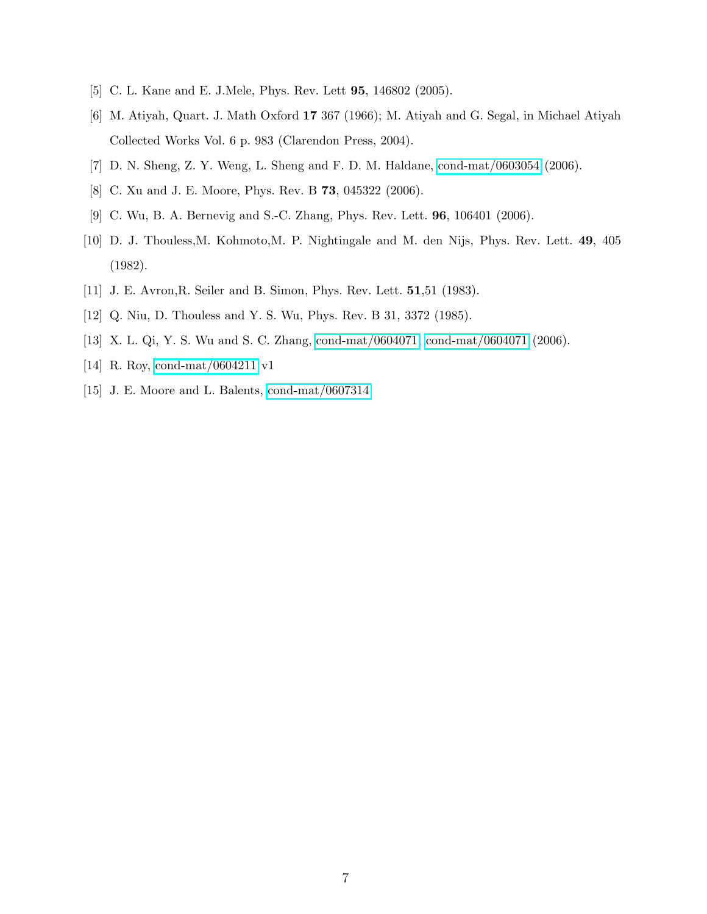[5] C. L. Kane and E. J.Mele, Phys. Rev. Lett **95**, 146802 (2005).

[6] M. Atiyah, Quart. J. Math Oxford **17** 367 (1966); M. Atiyah and G. Segal, in Michael Atiyah Collected Works Vol. 6 p. 983 (Clarendon Press, 2004).

[7] D. N. Sheng, Z. Y. Weng, L. Sheng and F. D. M. Haldane, cond-mat/0603054 (2006).

[8] C. Xu and J. E. Moore, Phys. Rev. B **73**, 045322 (2006).

[9] C. Wu, B. A. Bernevig and S.-C. Zhang, Phys. Rev. Lett. **96**, 106401 (2006).

[10] D. J. Thouless,M. Kohmoto,M. P. Nightingale and M. den Nijs, Phys. Rev. Lett. **49**, 405 (1982).

[11] J. E. Avron,R. Seiler and B. Simon, Phys. Rev. Lett. **51**,51 (1983).

[12] Q. Niu, D. Thouless and Y. S. Wu, Phys. Rev. B 31, 3372 (1985).

[13] X. L. Qi, Y. S. Wu and S. C. Zhang, cond-mat/0604071, cond-mat/0604071 (2006).

[14] R. Roy, cond-mat/0604211 v1

[15] J. E. Moore and L. Balents, cond-mat/0607314